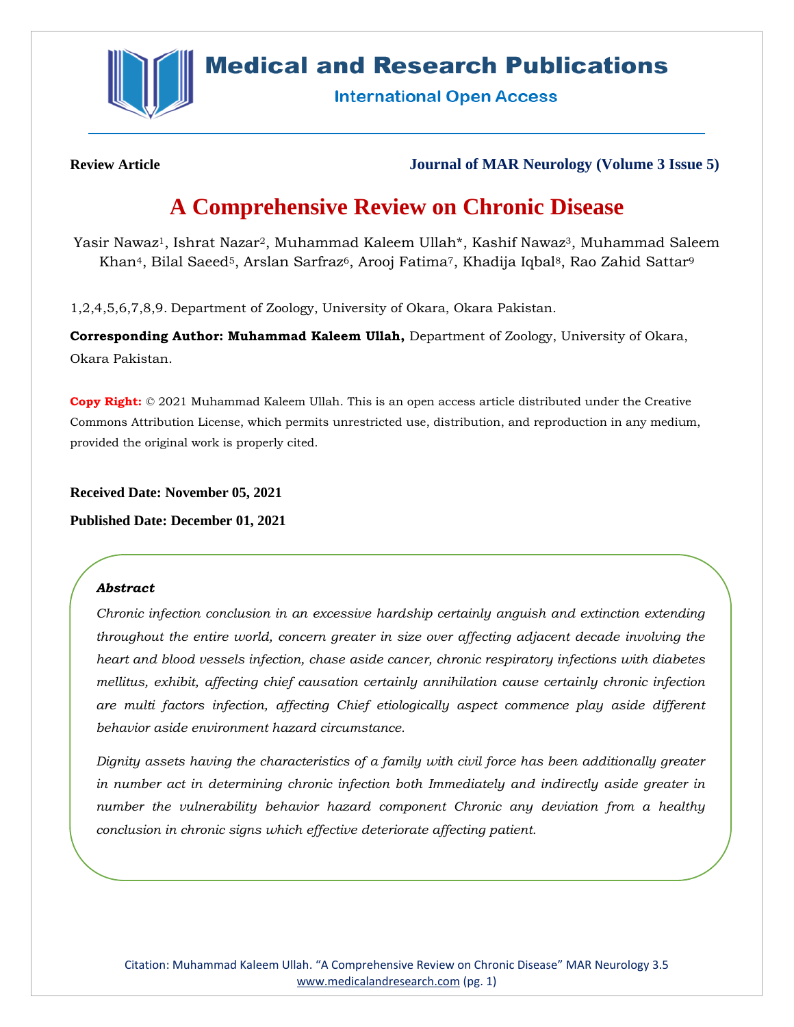**Review Article** **Journal of MAR Neurology (Volume 3 Issue 5)**

# A Comprehensive Review on Chronic Disease

Yasir Nawaz[1], Ishrat Nazar[2], Muhammad Kaleem Ullah*, Kashif Nawaz[3], Muhammad Saleem Khan[4], Bilal Saeed[5], Arslan Sarfraz[6], Arooj Fatima[7], Khadija Iqbal[8], Rao Zahid Sattar[9]

1,2,4,5,6,7,8,9. Department of Zoology, University of Okara, Okara Pakistan.

**Corresponding Author: Muhammad Kaleem Ullah,** Department of Zoology, University of Okara, Okara Pakistan.

**Copy Right:** © 2021 Muhammad Kaleem Ullah. This is an open access article distributed under the Creative Commons Attribution License, which permits unrestricted use, distribution, and reproduction in any medium, provided the original work is properly cited.

**Received Date: November 05, 2021**

**Published Date: December 01, 2021**

***Abstract***

*Chronic infection conclusion in an excessive hardship certainly anguish and extinction extending throughout the entire world, concern greater in size over affecting adjacent decade involving the heart and blood vessels infection, chase aside cancer, chronic respiratory infections with diabetes mellitus, exhibit, affecting chief causation certainly annihilation cause certainly chronic infection are multi factors infection, affecting Chief etiologically aspect commence play aside different behavior aside environment hazard circumstance.*

*Dignity assets having the characteristics of a family with civil force has been additionally greater in number act in determining chronic infection both Immediately and indirectly aside greater in number the vulnerability behavior hazard component Chronic any deviation from a healthy conclusion in chronic signs which effective deteriorate affecting patient.*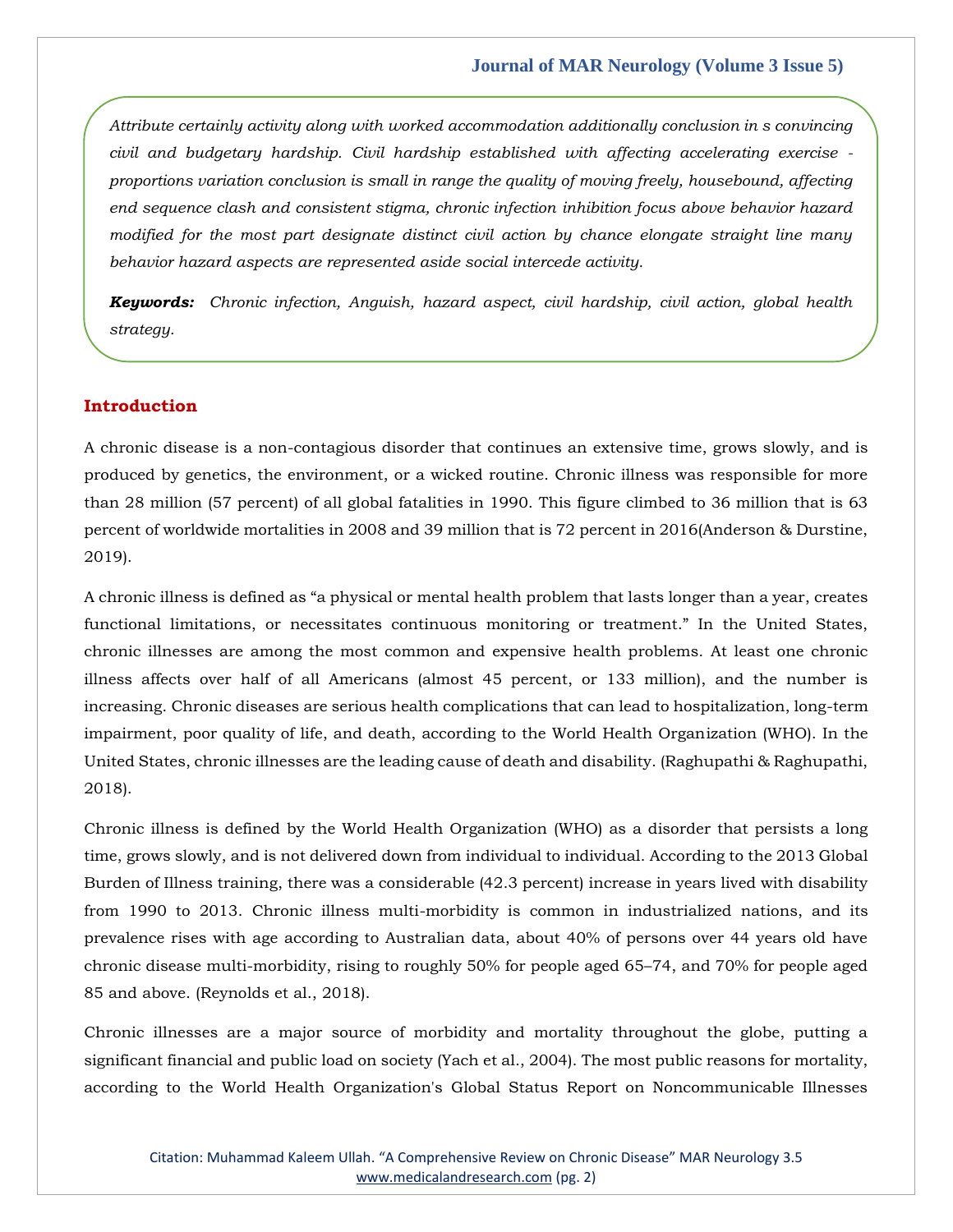*Attribute certainly activity along with worked accommodation additionally conclusion in s convincing civil and budgetary hardship. Civil hardship established with affecting accelerating exercise - proportions variation conclusion is small in range the quality of moving freely, housebound, affecting end sequence clash and consistent stigma, chronic infection inhibition focus above behavior hazard modified for the most part designate distinct civil action by chance elongate straight line many behavior hazard aspects are represented aside social intercede activity.*

***Keywords:*** *Chronic infection, Anguish, hazard aspect, civil hardship, civil action, global health strategy.*

## Introduction

A chronic disease is a non-contagious disorder that continues an extensive time, grows slowly, and is produced by genetics, the environment, or a wicked routine. Chronic illness was responsible for more than 28 million (57 percent) of all global fatalities in 1990. This figure climbed to 36 million that is 63 percent of worldwide mortalities in 2008 and 39 million that is 72 percent in 2016(Anderson & Durstine, 2019).

A chronic illness is defined as “a physical or mental health problem that lasts longer than a year, creates functional limitations, or necessitates continuous monitoring or treatment.” In the United States, chronic illnesses are among the most common and expensive health problems. At least one chronic illness affects over half of all Americans (almost 45 percent, or 133 million), and the number is increasing. Chronic diseases are serious health complications that can lead to hospitalization, long-term impairment, poor quality of life, and death, according to the World Health Organization (WHO). In the United States, chronic illnesses are the leading cause of death and disability. (Raghupathi & Raghupathi, 2018).

Chronic illness is defined by the World Health Organization (WHO) as a disorder that persists a long time, grows slowly, and is not delivered down from individual to individual. According to the 2013 Global Burden of Illness training, there was a considerable (42.3 percent) increase in years lived with disability from 1990 to 2013. Chronic illness multi-morbidity is common in industrialized nations, and its prevalence rises with age according to Australian data, about 40% of persons over 44 years old have chronic disease multi-morbidity, rising to roughly 50% for people aged 65–74, and 70% for people aged 85 and above. (Reynolds et al., 2018).

Chronic illnesses are a major source of morbidity and mortality throughout the globe, putting a significant financial and public load on society (Yach et al., 2004). The most public reasons for mortality, according to the World Health Organization's Global Status Report on Noncommunicable Illnesses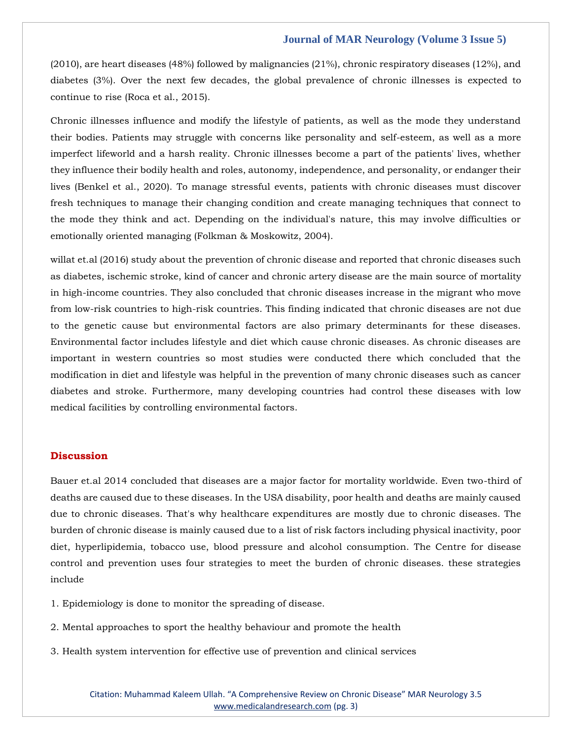(2010), are heart diseases (48%) followed by malignancies (21%), chronic respiratory diseases (12%), and diabetes (3%). Over the next few decades, the global prevalence of chronic illnesses is expected to continue to rise (Roca et al., 2015).

Chronic illnesses influence and modify the lifestyle of patients, as well as the mode they understand their bodies. Patients may struggle with concerns like personality and self-esteem, as well as a more imperfect lifeworld and a harsh reality. Chronic illnesses become a part of the patients' lives, whether they influence their bodily health and roles, autonomy, independence, and personality, or endanger their lives (Benkel et al., 2020). To manage stressful events, patients with chronic diseases must discover fresh techniques to manage their changing condition and create managing techniques that connect to the mode they think and act. Depending on the individual's nature, this may involve difficulties or emotionally oriented managing (Folkman & Moskowitz, 2004).

willat et.al (2016) study about the prevention of chronic disease and reported that chronic diseases such as diabetes, ischemic stroke, kind of cancer and chronic artery disease are the main source of mortality in high-income countries. They also concluded that chronic diseases increase in the migrant who move from low-risk countries to high-risk countries. This finding indicated that chronic diseases are not due to the genetic cause but environmental factors are also primary determinants for these diseases. Environmental factor includes lifestyle and diet which cause chronic diseases. As chronic diseases are important in western countries so most studies were conducted there which concluded that the modification in diet and lifestyle was helpful in the prevention of many chronic diseases such as cancer diabetes and stroke. Furthermore, many developing countries had control these diseases with low medical facilities by controlling environmental factors.

## Discussion

Bauer et.al 2014 concluded that diseases are a major factor for mortality worldwide. Even two-third of deaths are caused due to these diseases. In the USA disability, poor health and deaths are mainly caused due to chronic diseases. That's why healthcare expenditures are mostly due to chronic diseases. The burden of chronic disease is mainly caused due to a list of risk factors including physical inactivity, poor diet, hyperlipidemia, tobacco use, blood pressure and alcohol consumption. The Centre for disease control and prevention uses four strategies to meet the burden of chronic diseases. these strategies include

1. Epidemiology is done to monitor the spreading of disease.
2. Mental approaches to sport the healthy behaviour and promote the health
3. Health system intervention for effective use of prevention and clinical services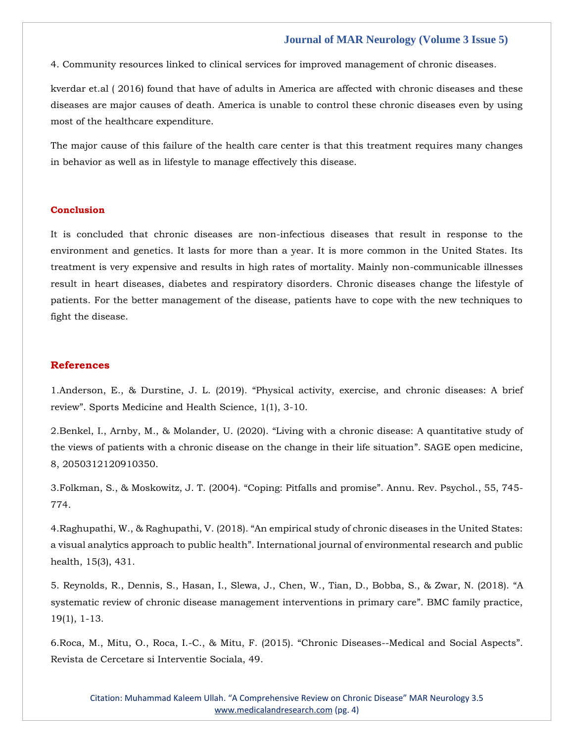4. Community resources linked to clinical services for improved management of chronic diseases.

kverdar et.al ( 2016) found that have of adults in America are affected with chronic diseases and these diseases are major causes of death. America is unable to control these chronic diseases even by using most of the healthcare expenditure.

The major cause of this failure of the health care center is that this treatment requires many changes in behavior as well as in lifestyle to manage effectively this disease.

## Conclusion

It is concluded that chronic diseases are non-infectious diseases that result in response to the environment and genetics. It lasts for more than a year. It is more common in the United States. Its treatment is very expensive and results in high rates of mortality. Mainly non-communicable illnesses result in heart diseases, diabetes and respiratory disorders. Chronic diseases change the lifestyle of patients. For the better management of the disease, patients have to cope with the new techniques to fight the disease.

## References

1.Anderson, E., & Durstine, J. L. (2019). “Physical activity, exercise, and chronic diseases: A brief review”. Sports Medicine and Health Science, 1(1), 3-10.

2.Benkel, I., Arnby, M., & Molander, U. (2020). “Living with a chronic disease: A quantitative study of the views of patients with a chronic disease on the change in their life situation”. SAGE open medicine, 8, 2050312120910350.

3.Folkman, S., & Moskowitz, J. T. (2004). “Coping: Pitfalls and promise”. Annu. Rev. Psychol., 55, 745-774.

4.Raghupathi, W., & Raghupathi, V. (2018). “An empirical study of chronic diseases in the United States: a visual analytics approach to public health”. International journal of environmental research and public health, 15(3), 431.

5. Reynolds, R., Dennis, S., Hasan, I., Slewa, J., Chen, W., Tian, D., Bobba, S., & Zwar, N. (2018). “A systematic review of chronic disease management interventions in primary care”. BMC family practice, 19(1), 1-13.

6.Roca, M., Mitu, O., Roca, I.-C., & Mitu, F. (2015). “Chronic Diseases--Medical and Social Aspects”. Revista de Cercetare si Interventie Sociala, 49.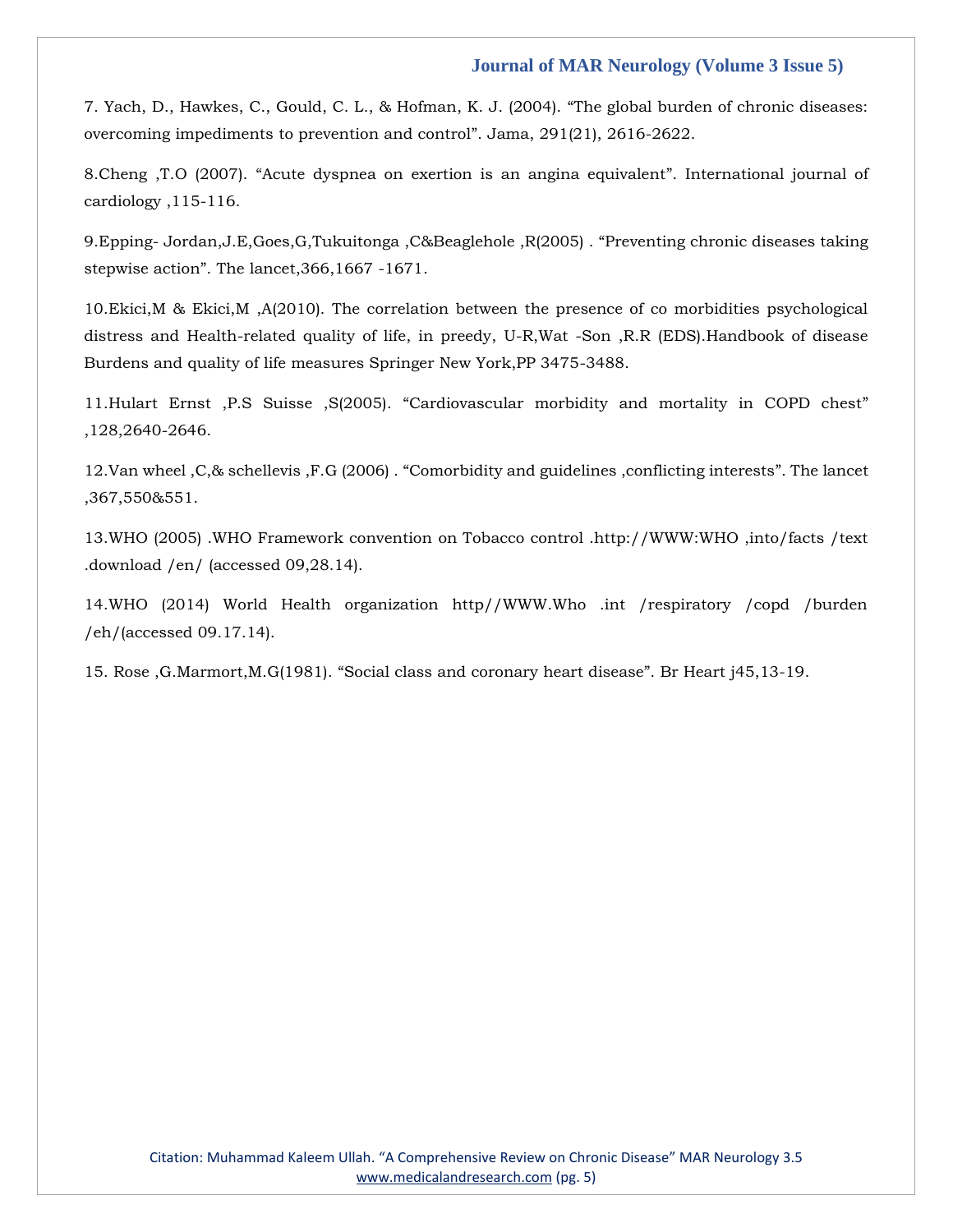7. Yach, D., Hawkes, C., Gould, C. L., & Hofman, K. J. (2004). "The global burden of chronic diseases: overcoming impediments to prevention and control". Jama, 291(21), 2616-2622.

8.Cheng ,T.O (2007). "Acute dyspnea on exertion is an angina equivalent". International journal of cardiology ,115-116.

9.Epping- Jordan,J.E,Goes,G,Tukuitonga ,C&Beaglehole ,R(2005) . "Preventing chronic diseases taking stepwise action". The lancet,366,1667 -1671.

10.Ekici,M & Ekici,M ,A(2010). The correlation between the presence of co morbidities psychological distress and Health-related quality of life, in preedy, U-R,Wat -Son ,R.R (EDS).Handbook of disease Burdens and quality of life measures Springer New York,PP 3475-3488.

11.Hulart Ernst ,P.S Suisse ,S(2005). "Cardiovascular morbidity and mortality in COPD chest" ,128,2640-2646.

12.Van wheel ,C,& schellevis ,F.G (2006) . "Comorbidity and guidelines ,conflicting interests". The lancet ,367,550&551.

13.WHO (2005) .WHO Framework convention on Tobacco control .http://WWW:WHO ,into/facts /text .download /en/ (accessed 09,28.14).

14.WHO (2014) World Health organization http//WWW.Who .int /respiratory /copd /burden /eh/(accessed 09.17.14).

15. Rose ,G.Marmort,M.G(1981). "Social class and coronary heart disease". Br Heart j45,13-19.